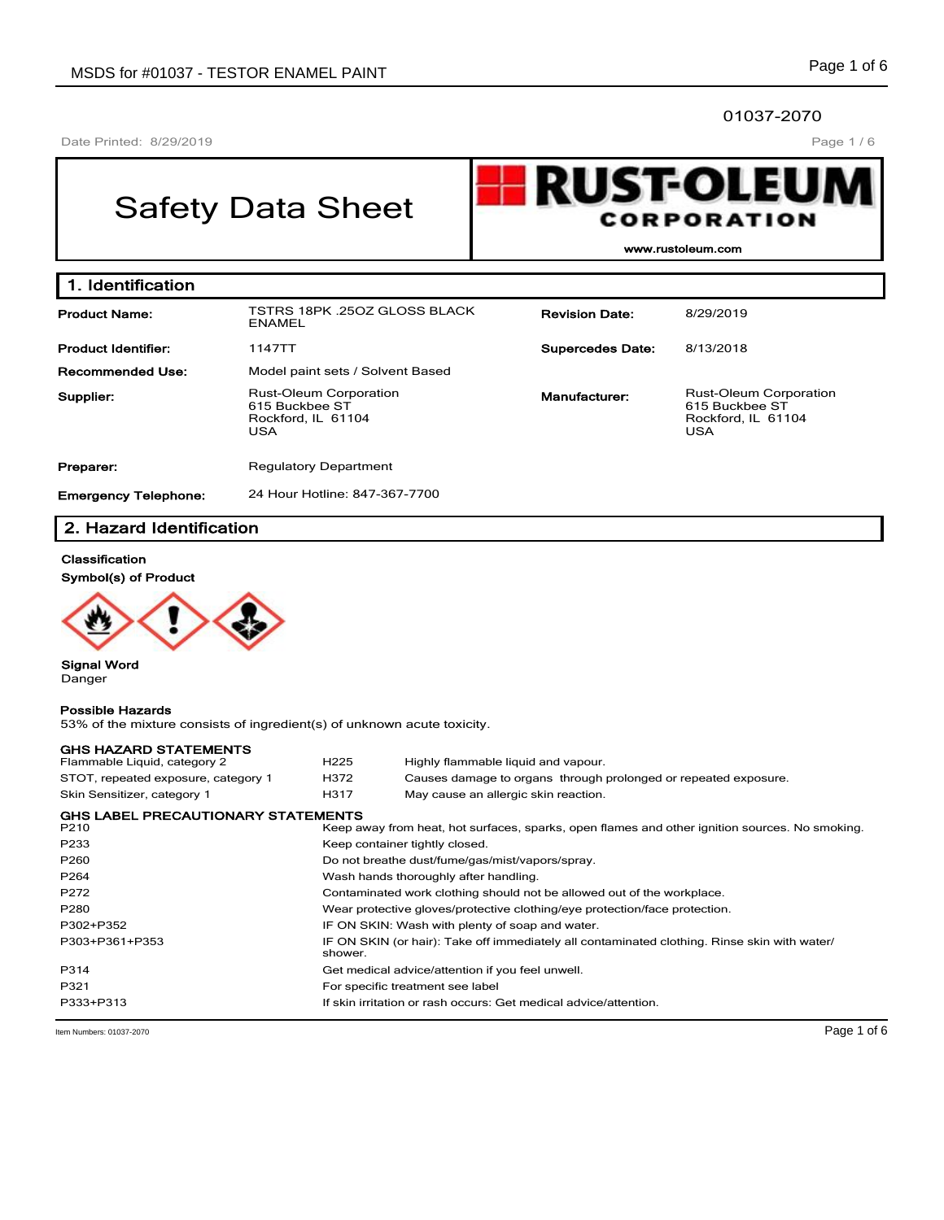01037-2070

Date Printed: 8/29/2019

# Safety Data Sheet

**RUST-OLEUM CORPORATION**
www.rustoleum.com

## 1. Identification

| | | | |
|---|---|---|---|
| **Product Name:** | TSTRS 18PK .25OZ GLOSS BLACK ENAMEL | **Revision Date:** | 8/29/2019 |
| **Product Identifier:** | 1147TT | **Supercedes Date:** | 8/13/2018 |
| **Recommended Use:** | Model paint sets / Solvent Based | | |
| **Supplier:** | Rust-Oleum Corporation<br>615 Buckbee ST<br>Rockford, IL 61104<br>USA | **Manufacturer:** | Rust-Oleum Corporation<br>615 Buckbee ST<br>Rockford, IL 61104<br>USA |
| **Preparer:** | Regulatory Department | | |
| **Emergency Telephone:** | 24 Hour Hotline: 847-367-7700 | | |

## 2. Hazard Identification

**Classification**

**Symbol(s) of Product**

**Signal Word**
Danger

**Possible Hazards**
53% of the mixture consists of ingredient(s) of unknown acute toxicity.

**GHS HAZARD STATEMENTS**

| | | |
|---|---|---|
| Flammable Liquid, category 2 | H225 | Highly flammable liquid and vapour. |
| STOT, repeated exposure, category 1 | H372 | Causes damage to organs through prolonged or repeated exposure. |
| Skin Sensitizer, category 1 | H317 | May cause an allergic skin reaction. |

**GHS LABEL PRECAUTIONARY STATEMENTS**

| | |
|---|---|
| P210 | Keep away from heat, hot surfaces, sparks, open flames and other ignition sources. No smoking. |
| P233 | Keep container tightly closed. |
| P260 | Do not breathe dust/fume/gas/mist/vapors/spray. |
| P264 | Wash hands thoroughly after handling. |
| P272 | Contaminated work clothing should not be allowed out of the workplace. |
| P280 | Wear protective gloves/protective clothing/eye protection/face protection. |
| P302+P352 | IF ON SKIN: Wash with plenty of soap and water. |
| P303+P361+P353 | IF ON SKIN (or hair): Take off immediately all contaminated clothing. Rinse skin with water/shower. |
| P314 | Get medical advice/attention if you feel unwell. |
| P321 | For specific treatment see label |
| P333+P313 | If skin irritation or rash occurs: Get medical advice/attention. |

Item Numbers: 01037-2070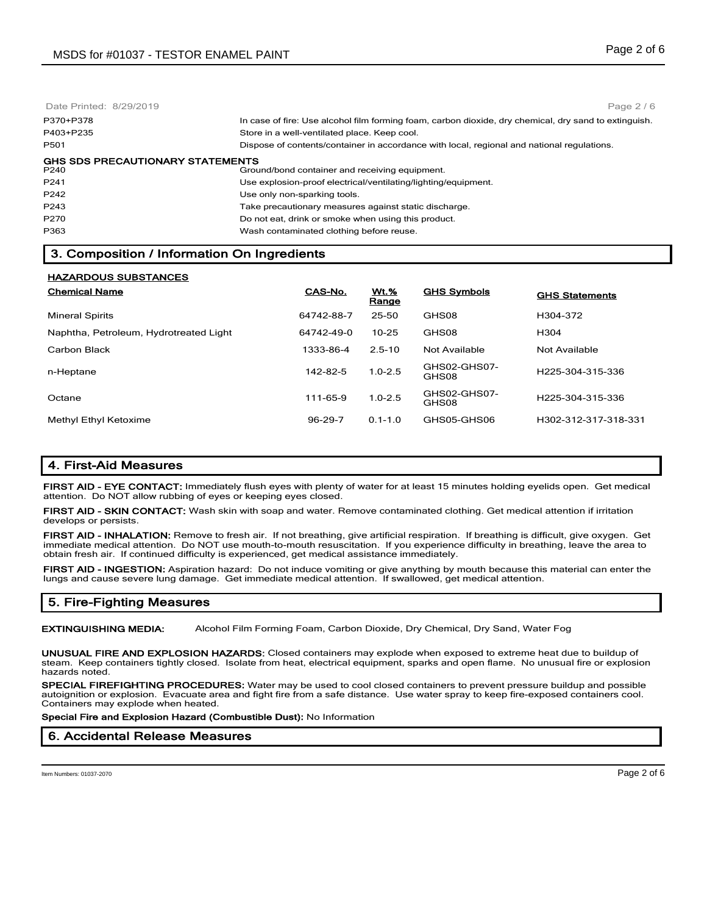Date Printed: 8/29/2019

| | |
|---|---|
| P370+P378 | In case of fire: Use alcohol film forming foam, carbon dioxide, dry chemical, dry sand to extinguish. |
| P403+P235 | Store in a well-ventilated place. Keep cool. |
| P501 | Dispose of contents/container in accordance with local, regional and national regulations. |

**GHS SDS PRECAUTIONARY STATEMENTS**

| | |
|---|---|
| P240 | Ground/bond container and receiving equipment. |
| P241 | Use explosion-proof electrical/ventilating/lighting/equipment. |
| P242 | Use only non-sparking tools. |
| P243 | Take precautionary measures against static discharge. |
| P270 | Do not eat, drink or smoke when using this product. |
| P363 | Wash contaminated clothing before reuse. |

## 3. Composition / Information On Ingredients

**HAZARDOUS SUBSTANCES**

| Chemical Name | CAS-No. | Wt.% Range | GHS Symbols | GHS Statements |
|---|---|---|---|---|
| Mineral Spirits | 64742-88-7 | 25-50 | GHS08 | H304-372 |
| Naphtha, Petroleum, Hydrotreated Light | 64742-49-0 | 10-25 | GHS08 | H304 |
| Carbon Black | 1333-86-4 | 2.5-10 | Not Available | Not Available |
| n-Heptane | 142-82-5 | 1.0-2.5 | GHS02-GHS07-GHS08 | H225-304-315-336 |
| Octane | 111-65-9 | 1.0-2.5 | GHS02-GHS07-GHS08 | H225-304-315-336 |
| Methyl Ethyl Ketoxime | 96-29-7 | 0.1-1.0 | GHS05-GHS06 | H302-312-317-318-331 |

## 4. First-Aid Measures

**FIRST AID - EYE CONTACT:** Immediately flush eyes with plenty of water for at least 15 minutes holding eyelids open. Get medical attention. Do NOT allow rubbing of eyes or keeping eyes closed.

**FIRST AID - SKIN CONTACT:** Wash skin with soap and water. Remove contaminated clothing. Get medical attention if irritation develops or persists.

**FIRST AID - INHALATION:** Remove to fresh air. If not breathing, give artificial respiration. If breathing is difficult, give oxygen. Get immediate medical attention. Do NOT use mouth-to-mouth resuscitation. If you experience difficulty in breathing, leave the area to obtain fresh air. If continued difficulty is experienced, get medical assistance immediately.

**FIRST AID - INGESTION:** Aspiration hazard: Do not induce vomiting or give anything by mouth because this material can enter the lungs and cause severe lung damage. Get immediate medical attention. If swallowed, get medical attention.

## 5. Fire-Fighting Measures

**EXTINGUISHING MEDIA:** Alcohol Film Forming Foam, Carbon Dioxide, Dry Chemical, Dry Sand, Water Fog

**UNUSUAL FIRE AND EXPLOSION HAZARDS:** Closed containers may explode when exposed to extreme heat due to buildup of steam. Keep containers tightly closed. Isolate from heat, electrical equipment, sparks and open flame. No unusual fire or explosion hazards noted.

**SPECIAL FIREFIGHTING PROCEDURES:** Water may be used to cool closed containers to prevent pressure buildup and possible autoignition or explosion. Evacuate area and fight fire from a safe distance. Use water spray to keep fire-exposed containers cool. Containers may explode when heated.

**Special Fire and Explosion Hazard (Combustible Dust):** No Information

## 6. Accidental Release Measures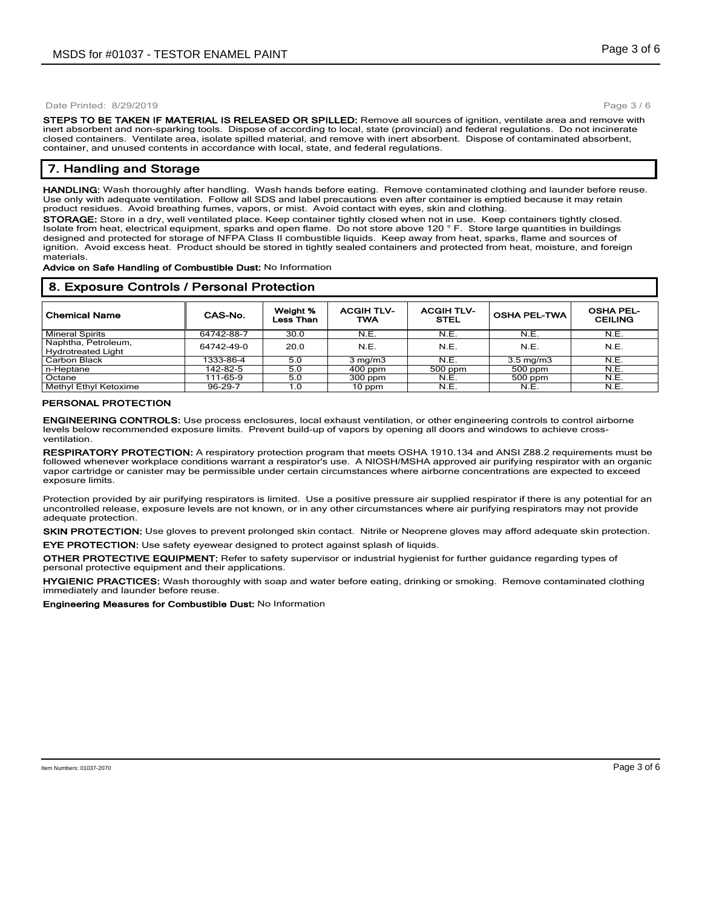**STEPS TO BE TAKEN IF MATERIAL IS RELEASED OR SPILLED:** Remove all sources of ignition, ventilate area and remove with inert absorbent and non-sparking tools. Dispose of according to local, state (provincial) and federal regulations. Do not incinerate closed containers. Ventilate area, isolate spilled material, and remove with inert absorbent. Dispose of contaminated absorbent, container, and unused contents in accordance with local, state, and federal regulations.

## 7. Handling and Storage

**HANDLING:** Wash thoroughly after handling. Wash hands before eating. Remove contaminated clothing and launder before reuse. Use only with adequate ventilation. Follow all SDS and label precautions even after container is emptied because it may retain product residues. Avoid breathing fumes, vapors, or mist. Avoid contact with eyes, skin and clothing.

**STORAGE:** Store in a dry, well ventilated place. Keep container tightly closed when not in use. Keep containers tightly closed. Isolate from heat, electrical equipment, sparks and open flame. Do not store above 120 ° F. Store large quantities in buildings designed and protected for storage of NFPA Class II combustible liquids. Keep away from heat, sparks, flame and sources of ignition. Avoid excess heat. Product should be stored in tightly sealed containers and protected from heat, moisture, and foreign materials.

**Advice on Safe Handling of Combustible Dust:** No Information

## 8. Exposure Controls / Personal Protection

| Chemical Name | CAS-No. | Weight % Less Than | ACGIH TLV-TWA | ACGIH TLV-STEL | OSHA PEL-TWA | OSHA PEL-CEILING |
|---|---|---|---|---|---|---|
| Mineral Spirits | 64742-88-7 | 30.0 | N.E. | N.E. | N.E. | N.E. |
| Naphtha, Petroleum, Hydrotreated Light | 64742-49-0 | 20.0 | N.E. | N.E. | N.E. | N.E. |
| Carbon Black | 1333-86-4 | 5.0 | 3 mg/m3 | N.E. | 3.5 mg/m3 | N.E. |
| n-Heptane | 142-82-5 | 5.0 | 400 ppm | 500 ppm | 500 ppm | N.E. |
| Octane | 111-65-9 | 5.0 | 300 ppm | N.E. | 500 ppm | N.E. |
| Methyl Ethyl Ketoxime | 96-29-7 | 1.0 | 10 ppm | N.E. | N.E. | N.E. |

### PERSONAL PROTECTION

**ENGINEERING CONTROLS:** Use process enclosures, local exhaust ventilation, or other engineering controls to control airborne levels below recommended exposure limits. Prevent build-up of vapors by opening all doors and windows to achieve cross-ventilation.

**RESPIRATORY PROTECTION:** A respiratory protection program that meets OSHA 1910.134 and ANSI Z88.2 requirements must be followed whenever workplace conditions warrant a respirator's use. A NIOSH/MSHA approved air purifying respirator with an organic vapor cartridge or canister may be permissible under certain circumstances where airborne concentrations are expected to exceed exposure limits.

Protection provided by air purifying respirators is limited. Use a positive pressure air supplied respirator if there is any potential for an uncontrolled release, exposure levels are not known, or in any other circumstances where air purifying respirators may not provide adequate protection.

**SKIN PROTECTION:** Use gloves to prevent prolonged skin contact. Nitrile or Neoprene gloves may afford adequate skin protection.

**EYE PROTECTION:** Use safety eyewear designed to protect against splash of liquids.

**OTHER PROTECTIVE EQUIPMENT:** Refer to safety supervisor or industrial hygienist for further guidance regarding types of personal protective equipment and their applications.

**HYGIENIC PRACTICES:** Wash thoroughly with soap and water before eating, drinking or smoking. Remove contaminated clothing immediately and launder before reuse.

**Engineering Measures for Combustible Dust:** No Information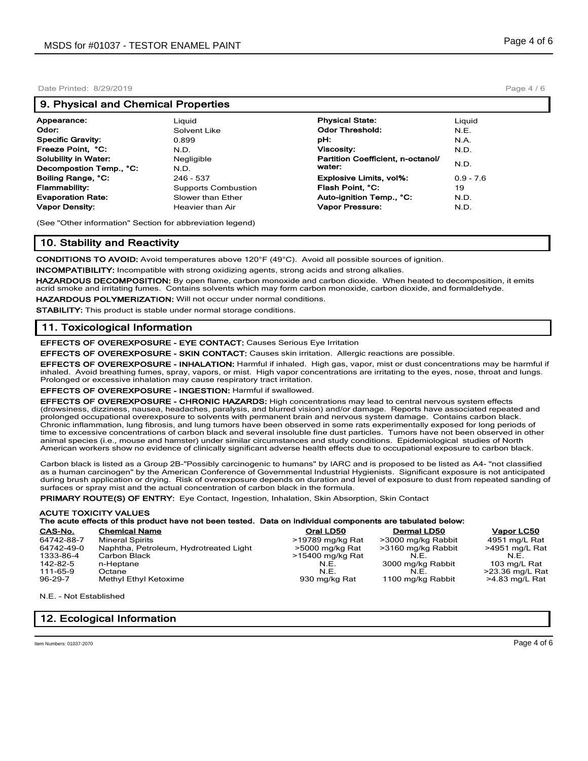## 9. Physical and Chemical Properties

| | | | |
|---|---|---|---|
| **Appearance:** | Liquid | **Physical State:** | Liquid |
| **Odor:** | Solvent Like | **Odor Threshold:** | N.E. |
| **Specific Gravity:** | 0.899 | **pH:** | N.A. |
| **Freeze Point, °C:** | N.D. | **Viscosity:** | N.D. |
| **Solubility in Water:** | Negligible | **Partition Coefficient, n-octanol/ water:** | N.D. |
| **Decompostion Temp., °C:** | N.D. | | |
| **Boiling Range, °C:** | 246 - 537 | **Explosive Limits, vol%:** | 0.9 - 7.6 |
| **Flammability:** | Supports Combustion | **Flash Point, °C:** | 19 |
| **Evaporation Rate:** | Slower than Ether | **Auto-ignition Temp., °C:** | N.D. |
| **Vapor Density:** | Heavier than Air | **Vapor Pressure:** | N.D. |

(See "Other information" Section for abbreviation legend)

## 10. Stability and Reactivity

**CONDITIONS TO AVOID:** Avoid temperatures above 120°F (49°C). Avoid all possible sources of ignition.

**INCOMPATIBILITY:** Incompatible with strong oxidizing agents, strong acids and strong alkalies.

**HAZARDOUS DECOMPOSITION:** By open flame, carbon monoxide and carbon dioxide. When heated to decomposition, it emits acrid smoke and irritating fumes. Contains solvents which may form carbon monoxide, carbon dioxide, and formaldehyde.

**HAZARDOUS POLYMERIZATION:** Will not occur under normal conditions.

**STABILITY:** This product is stable under normal storage conditions.

## 11. Toxicological Information

**EFFECTS OF OVEREXPOSURE - EYE CONTACT:** Causes Serious Eye Irritation

**EFFECTS OF OVEREXPOSURE - SKIN CONTACT:** Causes skin irritation. Allergic reactions are possible.

**EFFECTS OF OVEREXPOSURE - INHALATION:** Harmful if inhaled. High gas, vapor, mist or dust concentrations may be harmful if inhaled. Avoid breathing fumes, spray, vapors, or mist. High vapor concentrations are irritating to the eyes, nose, throat and lungs. Prolonged or excessive inhalation may cause respiratory tract irritation.

**EFFECTS OF OVEREXPOSURE - INGESTION:** Harmful if swallowed.

**EFFECTS OF OVEREXPOSURE - CHRONIC HAZARDS:** High concentrations may lead to central nervous system effects (drowsiness, dizziness, nausea, headaches, paralysis, and blurred vision) and/or damage. Reports have associated repeated and prolonged occupational overexposure to solvents with permanent brain and nervous system damage. Contains carbon black. Chronic inflammation, lung fibrosis, and lung tumors have been observed in some rats experimentally exposed for long periods of time to excessive concentrations of carbon black and several insoluble fine dust particles. Tumors have not been observed in other animal species (i.e., mouse and hamster) under similar circumstances and study conditions. Epidemiological studies of North American workers show no evidence of clinically significant adverse health effects due to occupational exposure to carbon black.

Carbon black is listed as a Group 2B-"Possibly carcinogenic to humans" by IARC and is proposed to be listed as A4- "not classified as a human carcinogen" by the American Conference of Governmental Industrial Hygienists. Significant exposure is not anticipated during brush application or drying. Risk of overexposure depends on duration and level of exposure to dust from repeated sanding of surfaces or spray mist and the actual concentration of carbon black in the formula.

**PRIMARY ROUTE(S) OF ENTRY:** Eye Contact, Ingestion, Inhalation, Skin Absorption, Skin Contact

**ACUTE TOXICITY VALUES**
**The acute effects of this product have not been tested. Data on individual components are tabulated below:**

| CAS-No. | Chemical Name | Oral LD50 | Dermal LD50 | Vapor LC50 |
|---|---|---|---|---|
| 64742-88-7 | Mineral Spirits | >19789 mg/kg Rat | >3000 mg/kg Rabbit | 4951 mg/L Rat |
| 64742-49-0 | Naphtha, Petroleum, Hydrotreated Light | >5000 mg/kg Rat | >3160 mg/kg Rabbit | >4951 mg/L Rat |
| 1333-86-4 | Carbon Black | >15400 mg/kg Rat | N.E. | N.E. |
| 142-82-5 | n-Heptane | N.E. | 3000 mg/kg Rabbit | 103 mg/L Rat |
| 111-65-9 | Octane | N.E. | N.E. | >23.36 mg/L Rat |
| 96-29-7 | Methyl Ethyl Ketoxime | 930 mg/kg Rat | 1100 mg/kg Rabbit | >4.83 mg/L Rat |

N.E. - Not Established

## 12. Ecological Information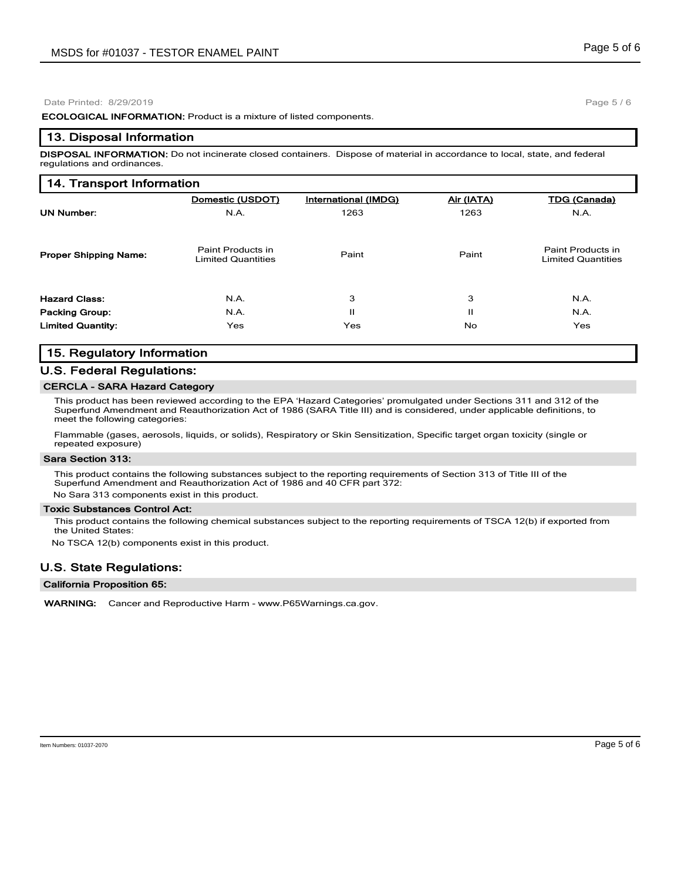Date Printed: 8/29/2019

**ECOLOGICAL INFORMATION:** Product is a mixture of listed components.

## 13. Disposal Information

**DISPOSAL INFORMATION:** Do not incinerate closed containers. Dispose of material in accordance to local, state, and federal regulations and ordinances.

## 14. Transport Information

| | Domestic (USDOT) | International (IMDG) | Air (IATA) | TDG (Canada) |
|---|---|---|---|---|
| **UN Number:** | N.A. | 1263 | 1263 | N.A. |
| **Proper Shipping Name:** | Paint Products in Limited Quantities | Paint | Paint | Paint Products in Limited Quantities |
| **Hazard Class:** | N.A. | 3 | 3 | N.A. |
| **Packing Group:** | N.A. | II | II | N.A. |
| **Limited Quantity:** | Yes | Yes | No | Yes |

## 15. Regulatory Information

### U.S. Federal Regulations:

#### CERCLA - SARA Hazard Category

This product has been reviewed according to the EPA 'Hazard Categories' promulgated under Sections 311 and 312 of the Superfund Amendment and Reauthorization Act of 1986 (SARA Title III) and is considered, under applicable definitions, to meet the following categories:

Flammable (gases, aerosols, liquids, or solids), Respiratory or Skin Sensitization, Specific target organ toxicity (single or repeated exposure)

#### Sara Section 313:

This product contains the following substances subject to the reporting requirements of Section 313 of Title III of the Superfund Amendment and Reauthorization Act of 1986 and 40 CFR part 372:

No Sara 313 components exist in this product.

#### Toxic Substances Control Act:

This product contains the following chemical substances subject to the reporting requirements of TSCA 12(b) if exported from the United States:

No TSCA 12(b) components exist in this product.

### U.S. State Regulations:

#### California Proposition 65:

**WARNING:** Cancer and Reproductive Harm - www.P65Warnings.ca.gov.

Item Numbers: 01037-2070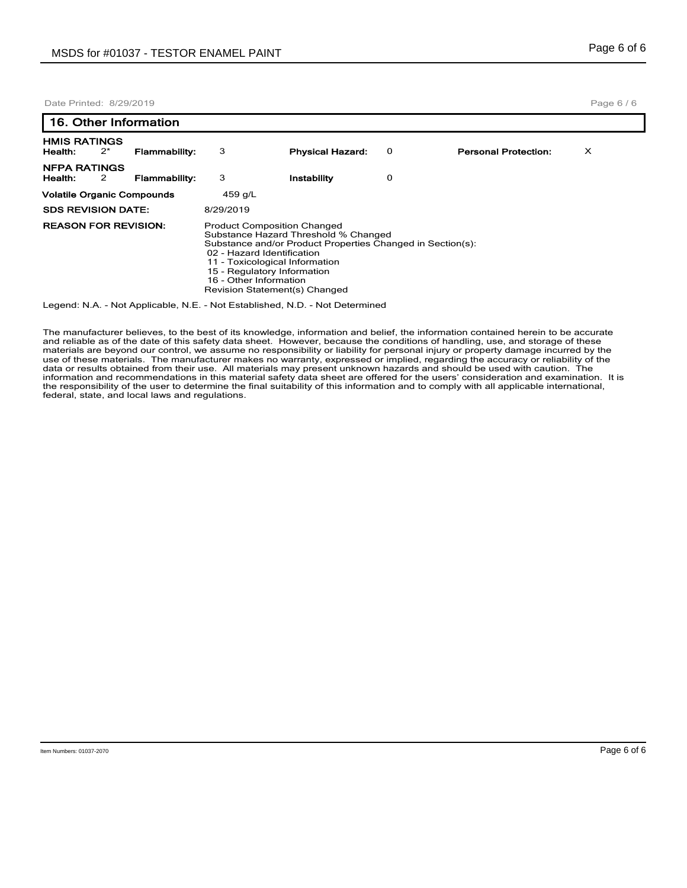Date Printed: 8/29/2019

## 16. Other Information

**HMIS RATINGS**

| | | | | | | | |
|---|---|---|---|---|---|---|---|
| **Health:** | 2* | **Flammability:** | 3 | **Physical Hazard:** | 0 | **Personal Protection:** | X |

**NFPA RATINGS**

| | | | | | |
|---|---|---|---|---|---|
| **Health:** | 2 | **Flammability:** | 3 | **Instability** | 0 |

**Volatile Organic Compounds** 459 g/L

**SDS REVISION DATE:** 8/29/2019

**REASON FOR REVISION:**

Product Composition Changed
Substance Hazard Threshold % Changed
Substance and/or Product Properties Changed in Section(s):
- 02 - Hazard Identification
- 11 - Toxicological Information
- 15 - Regulatory Information
- 16 - Other Information

Revision Statement(s) Changed

Legend: N.A. - Not Applicable, N.E. - Not Established, N.D. - Not Determined

The manufacturer believes, to the best of its knowledge, information and belief, the information contained herein to be accurate and reliable as of the date of this safety data sheet. However, because the conditions of handling, use, and storage of these materials are beyond our control, we assume no responsibility or liability for personal injury or property damage incurred by the use of these materials. The manufacturer makes no warranty, expressed or implied, regarding the accuracy or reliability of the data or results obtained from their use. All materials may present unknown hazards and should be used with caution. The information and recommendations in this material safety data sheet are offered for the users' consideration and examination. It is the responsibility of the user to determine the final suitability of this information and to comply with all applicable international, federal, state, and local laws and regulations.

Item Numbers: 01037-2070